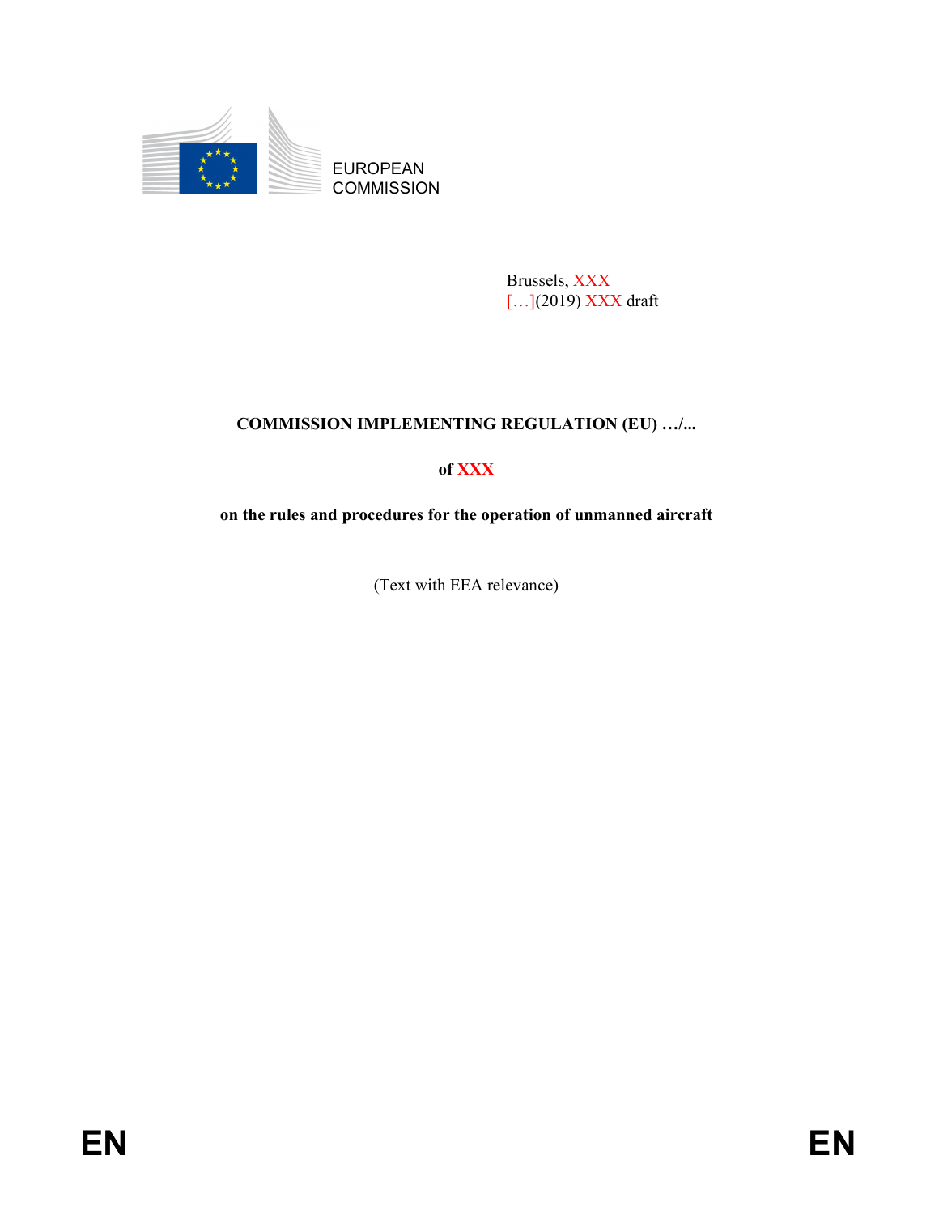EUROPEAN COMMISSION

Brussels, XXX
[…](2019) XXX draft

**COMMISSION IMPLEMENTING REGULATION (EU) …/...**

**of XXX**

**on the rules and procedures for the operation of unmanned aircraft**

(Text with EEA relevance)

**EN** **EN**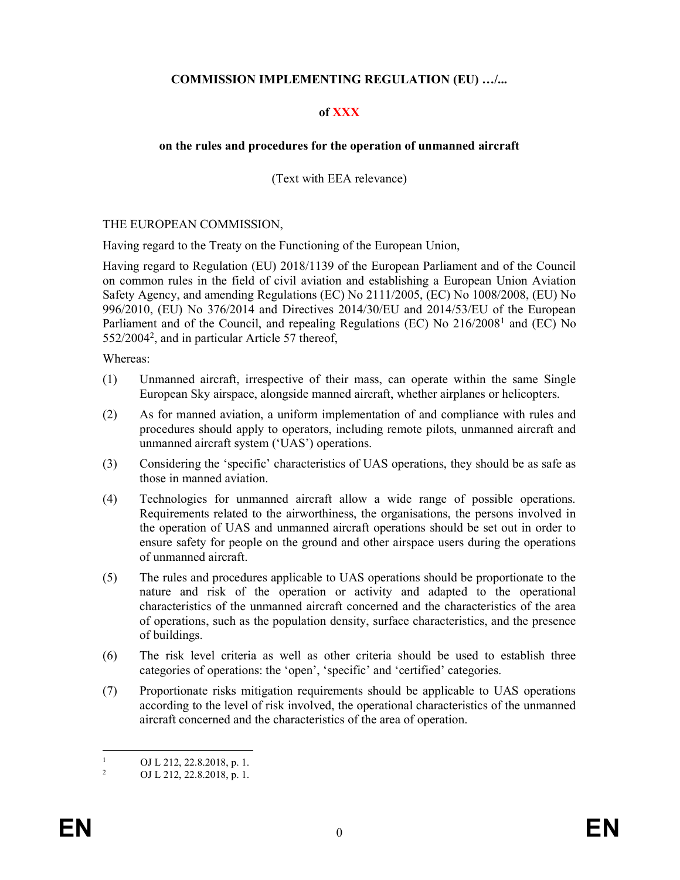**COMMISSION IMPLEMENTING REGULATION (EU) …/...**

**of XXX**

**on the rules and procedures for the operation of unmanned aircraft**

(Text with EEA relevance)

THE EUROPEAN COMMISSION,

Having regard to the Treaty on the Functioning of the European Union,

Having regard to Regulation (EU) 2018/1139 of the European Parliament and of the Council on common rules in the field of civil aviation and establishing a European Union Aviation Safety Agency, and amending Regulations (EC) No 2111/2005, (EC) No 1008/2008, (EU) No 996/2010, (EU) No 376/2014 and Directives 2014/30/EU and 2014/53/EU of the European Parliament and of the Council, and repealing Regulations (EC) No 216/2008[1] and (EC) No 552/2004[2], and in particular Article 57 thereof,

Whereas:

(1) Unmanned aircraft, irrespective of their mass, can operate within the same Single European Sky airspace, alongside manned aircraft, whether airplanes or helicopters.

(2) As for manned aviation, a uniform implementation of and compliance with rules and procedures should apply to operators, including remote pilots, unmanned aircraft and unmanned aircraft system ('UAS') operations.

(3) Considering the 'specific' characteristics of UAS operations, they should be as safe as those in manned aviation.

(4) Technologies for unmanned aircraft allow a wide range of possible operations. Requirements related to the airworthiness, the organisations, the persons involved in the operation of UAS and unmanned aircraft operations should be set out in order to ensure safety for people on the ground and other airspace users during the operations of unmanned aircraft.

(5) The rules and procedures applicable to UAS operations should be proportionate to the nature and risk of the operation or activity and adapted to the operational characteristics of the unmanned aircraft concerned and the characteristics of the area of operations, such as the population density, surface characteristics, and the presence of buildings.

(6) The risk level criteria as well as other criteria should be used to establish three categories of operations: the 'open', 'specific' and 'certified' categories.

(7) Proportionate risks mitigation requirements should be applicable to UAS operations according to the level of risk involved, the operational characteristics of the unmanned aircraft concerned and the characteristics of the area of operation.

[1] OJ L 212, 22.8.2018, p. 1.

[2] OJ L 212, 22.8.2018, p. 1.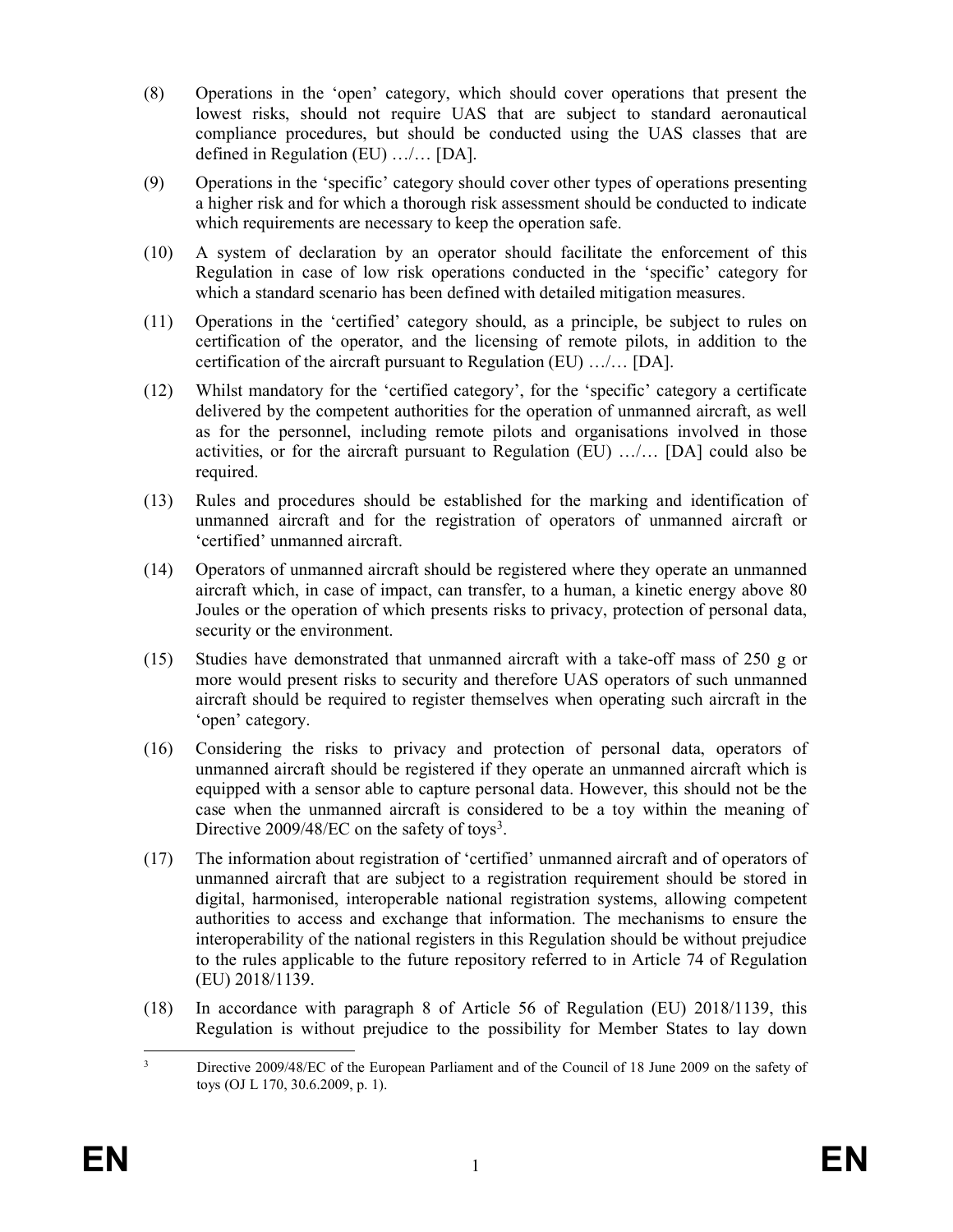(8) Operations in the 'open' category, which should cover operations that present the lowest risks, should not require UAS that are subject to standard aeronautical compliance procedures, but should be conducted using the UAS classes that are defined in Regulation (EU) …/… [DA].

(9) Operations in the 'specific' category should cover other types of operations presenting a higher risk and for which a thorough risk assessment should be conducted to indicate which requirements are necessary to keep the operation safe.

(10) A system of declaration by an operator should facilitate the enforcement of this Regulation in case of low risk operations conducted in the 'specific' category for which a standard scenario has been defined with detailed mitigation measures.

(11) Operations in the 'certified' category should, as a principle, be subject to rules on certification of the operator, and the licensing of remote pilots, in addition to the certification of the aircraft pursuant to Regulation (EU) …/… [DA].

(12) Whilst mandatory for the 'certified category', for the 'specific' category a certificate delivered by the competent authorities for the operation of unmanned aircraft, as well as for the personnel, including remote pilots and organisations involved in those activities, or for the aircraft pursuant to Regulation (EU) …/… [DA] could also be required.

(13) Rules and procedures should be established for the marking and identification of unmanned aircraft and for the registration of operators of unmanned aircraft or 'certified' unmanned aircraft.

(14) Operators of unmanned aircraft should be registered where they operate an unmanned aircraft which, in case of impact, can transfer, to a human, a kinetic energy above 80 Joules or the operation of which presents risks to privacy, protection of personal data, security or the environment.

(15) Studies have demonstrated that unmanned aircraft with a take-off mass of 250 g or more would present risks to security and therefore UAS operators of such unmanned aircraft should be required to register themselves when operating such aircraft in the 'open' category.

(16) Considering the risks to privacy and protection of personal data, operators of unmanned aircraft should be registered if they operate an unmanned aircraft which is equipped with a sensor able to capture personal data. However, this should not be the case when the unmanned aircraft is considered to be a toy within the meaning of Directive 2009/48/EC on the safety of toys[3].

(17) The information about registration of 'certified' unmanned aircraft and of operators of unmanned aircraft that are subject to a registration requirement should be stored in digital, harmonised, interoperable national registration systems, allowing competent authorities to access and exchange that information. The mechanisms to ensure the interoperability of the national registers in this Regulation should be without prejudice to the rules applicable to the future repository referred to in Article 74 of Regulation (EU) 2018/1139.

(18) In accordance with paragraph 8 of Article 56 of Regulation (EU) 2018/1139, this Regulation is without prejudice to the possibility for Member States to lay down

---

[3] Directive 2009/48/EC of the European Parliament and of the Council of 18 June 2009 on the safety of toys (OJ L 170, 30.6.2009, p. 1).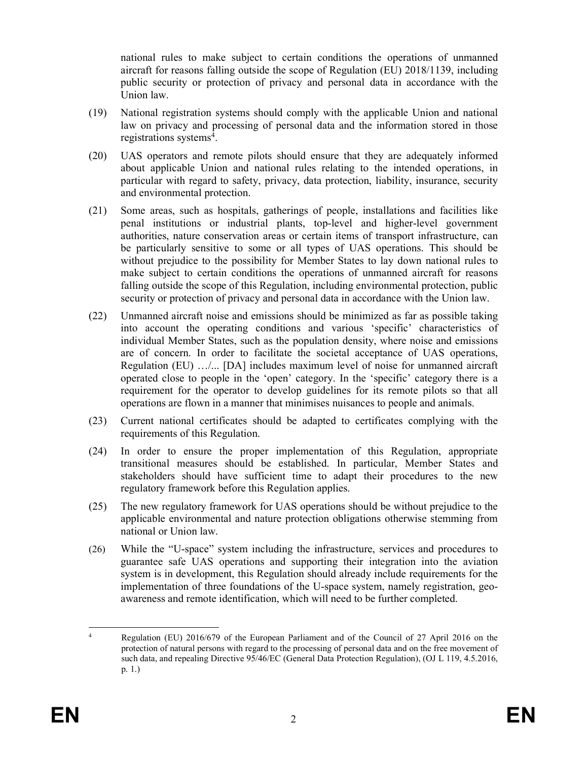national rules to make subject to certain conditions the operations of unmanned aircraft for reasons falling outside the scope of Regulation (EU) 2018/1139, including public security or protection of privacy and personal data in accordance with the Union law.

(19) National registration systems should comply with the applicable Union and national law on privacy and processing of personal data and the information stored in those registrations systems[4].

(20) UAS operators and remote pilots should ensure that they are adequately informed about applicable Union and national rules relating to the intended operations, in particular with regard to safety, privacy, data protection, liability, insurance, security and environmental protection.

(21) Some areas, such as hospitals, gatherings of people, installations and facilities like penal institutions or industrial plants, top-level and higher-level government authorities, nature conservation areas or certain items of transport infrastructure, can be particularly sensitive to some or all types of UAS operations. This should be without prejudice to the possibility for Member States to lay down national rules to make subject to certain conditions the operations of unmanned aircraft for reasons falling outside the scope of this Regulation, including environmental protection, public security or protection of privacy and personal data in accordance with the Union law.

(22) Unmanned aircraft noise and emissions should be minimized as far as possible taking into account the operating conditions and various 'specific' characteristics of individual Member States, such as the population density, where noise and emissions are of concern. In order to facilitate the societal acceptance of UAS operations, Regulation (EU) …/... [DA] includes maximum level of noise for unmanned aircraft operated close to people in the 'open' category. In the 'specific' category there is a requirement for the operator to develop guidelines for its remote pilots so that all operations are flown in a manner that minimises nuisances to people and animals.

(23) Current national certificates should be adapted to certificates complying with the requirements of this Regulation.

(24) In order to ensure the proper implementation of this Regulation, appropriate transitional measures should be established. In particular, Member States and stakeholders should have sufficient time to adapt their procedures to the new regulatory framework before this Regulation applies.

(25) The new regulatory framework for UAS operations should be without prejudice to the applicable environmental and nature protection obligations otherwise stemming from national or Union law.

(26) While the "U-space" system including the infrastructure, services and procedures to guarantee safe UAS operations and supporting their integration into the aviation system is in development, this Regulation should already include requirements for the implementation of three foundations of the U-space system, namely registration, geo-awareness and remote identification, which will need to be further completed.

[4] Regulation (EU) 2016/679 of the European Parliament and of the Council of 27 April 2016 on the protection of natural persons with regard to the processing of personal data and on the free movement of such data, and repealing Directive 95/46/EC (General Data Protection Regulation), (OJ L 119, 4.5.2016, p. 1.)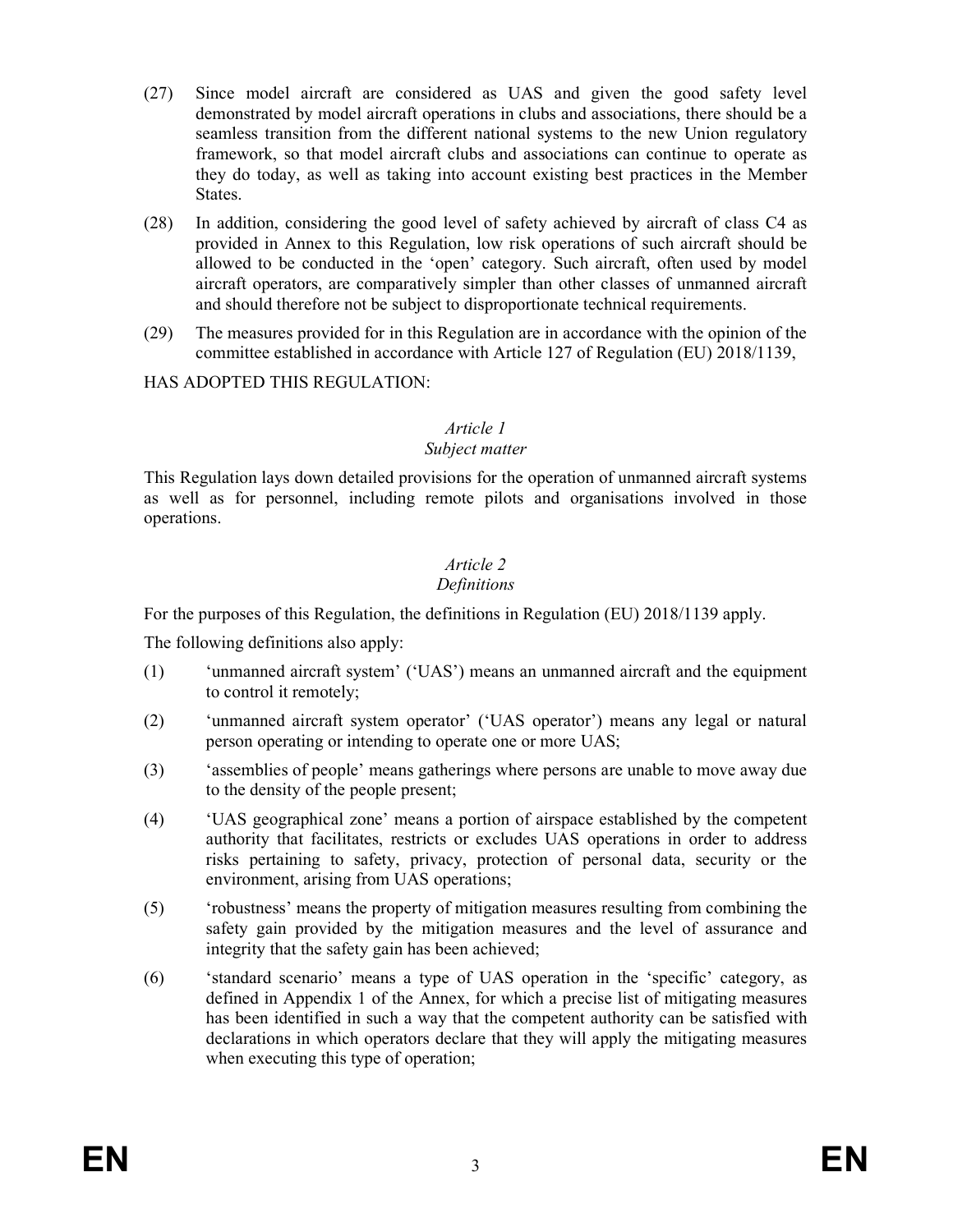(27) Since model aircraft are considered as UAS and given the good safety level demonstrated by model aircraft operations in clubs and associations, there should be a seamless transition from the different national systems to the new Union regulatory framework, so that model aircraft clubs and associations can continue to operate as they do today, as well as taking into account existing best practices in the Member States.

(28) In addition, considering the good level of safety achieved by aircraft of class C4 as provided in Annex to this Regulation, low risk operations of such aircraft should be allowed to be conducted in the 'open' category. Such aircraft, often used by model aircraft operators, are comparatively simpler than other classes of unmanned aircraft and should therefore not be subject to disproportionate technical requirements.

(29) The measures provided for in this Regulation are in accordance with the opinion of the committee established in accordance with Article 127 of Regulation (EU) 2018/1139,

HAS ADOPTED THIS REGULATION:

*Article 1*
*Subject matter*

This Regulation lays down detailed provisions for the operation of unmanned aircraft systems as well as for personnel, including remote pilots and organisations involved in those operations.

*Article 2*
*Definitions*

For the purposes of this Regulation, the definitions in Regulation (EU) 2018/1139 apply.

The following definitions also apply:

(1) 'unmanned aircraft system' ('UAS') means an unmanned aircraft and the equipment to control it remotely;

(2) 'unmanned aircraft system operator' ('UAS operator') means any legal or natural person operating or intending to operate one or more UAS;

(3) 'assemblies of people' means gatherings where persons are unable to move away due to the density of the people present;

(4) 'UAS geographical zone' means a portion of airspace established by the competent authority that facilitates, restricts or excludes UAS operations in order to address risks pertaining to safety, privacy, protection of personal data, security or the environment, arising from UAS operations;

(5) 'robustness' means the property of mitigation measures resulting from combining the safety gain provided by the mitigation measures and the level of assurance and integrity that the safety gain has been achieved;

(6) 'standard scenario' means a type of UAS operation in the 'specific' category, as defined in Appendix 1 of the Annex, for which a precise list of mitigating measures has been identified in such a way that the competent authority can be satisfied with declarations in which operators declare that they will apply the mitigating measures when executing this type of operation;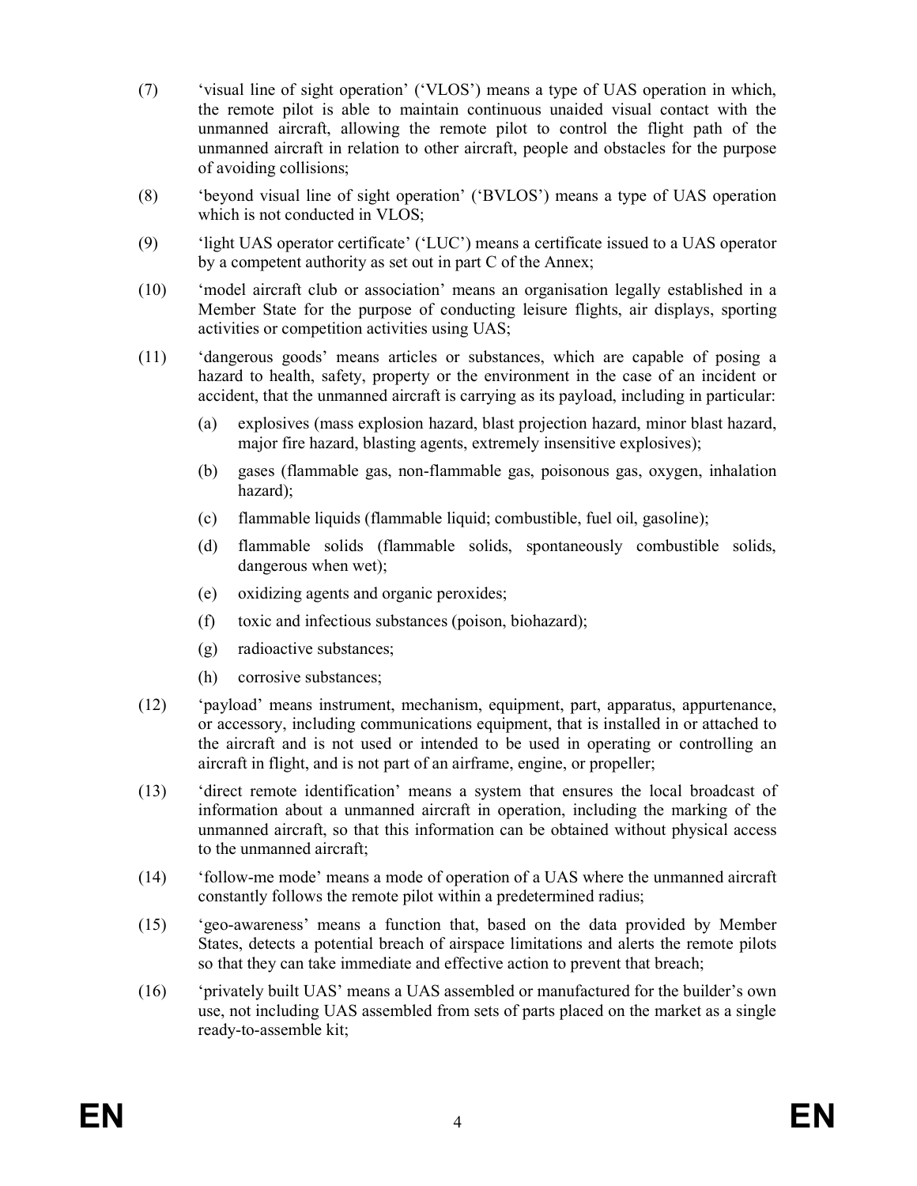(7) 'visual line of sight operation' ('VLOS') means a type of UAS operation in which, the remote pilot is able to maintain continuous unaided visual contact with the unmanned aircraft, allowing the remote pilot to control the flight path of the unmanned aircraft in relation to other aircraft, people and obstacles for the purpose of avoiding collisions;

(8) 'beyond visual line of sight operation' ('BVLOS') means a type of UAS operation which is not conducted in VLOS;

(9) 'light UAS operator certificate' ('LUC') means a certificate issued to a UAS operator by a competent authority as set out in part C of the Annex;

(10) 'model aircraft club or association' means an organisation legally established in a Member State for the purpose of conducting leisure flights, air displays, sporting activities or competition activities using UAS;

(11) 'dangerous goods' means articles or substances, which are capable of posing a hazard to health, safety, property or the environment in the case of an incident or accident, that the unmanned aircraft is carrying as its payload, including in particular:

(a) explosives (mass explosion hazard, blast projection hazard, minor blast hazard, major fire hazard, blasting agents, extremely insensitive explosives);

(b) gases (flammable gas, non-flammable gas, poisonous gas, oxygen, inhalation hazard);

(c) flammable liquids (flammable liquid; combustible, fuel oil, gasoline);

(d) flammable solids (flammable solids, spontaneously combustible solids, dangerous when wet);

(e) oxidizing agents and organic peroxides;

(f) toxic and infectious substances (poison, biohazard);

(g) radioactive substances;

(h) corrosive substances;

(12) 'payload' means instrument, mechanism, equipment, part, apparatus, appurtenance, or accessory, including communications equipment, that is installed in or attached to the aircraft and is not used or intended to be used in operating or controlling an aircraft in flight, and is not part of an airframe, engine, or propeller;

(13) 'direct remote identification' means a system that ensures the local broadcast of information about a unmanned aircraft in operation, including the marking of the unmanned aircraft, so that this information can be obtained without physical access to the unmanned aircraft;

(14) 'follow-me mode' means a mode of operation of a UAS where the unmanned aircraft constantly follows the remote pilot within a predetermined radius;

(15) 'geo-awareness' means a function that, based on the data provided by Member States, detects a potential breach of airspace limitations and alerts the remote pilots so that they can take immediate and effective action to prevent that breach;

(16) 'privately built UAS' means a UAS assembled or manufactured for the builder's own use, not including UAS assembled from sets of parts placed on the market as a single ready-to-assemble kit;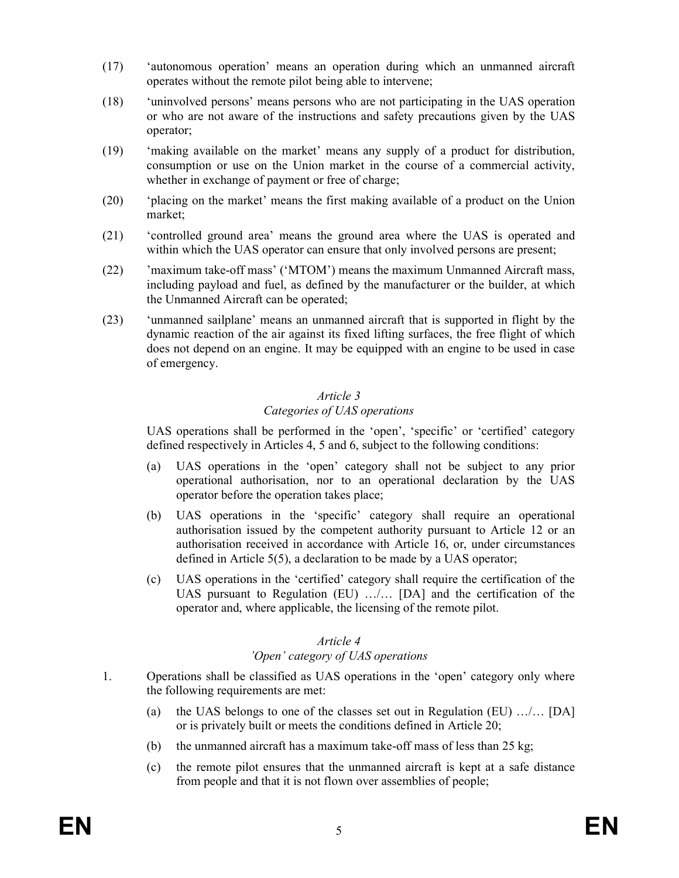(17) 'autonomous operation' means an operation during which an unmanned aircraft operates without the remote pilot being able to intervene;

(18) 'uninvolved persons' means persons who are not participating in the UAS operation or who are not aware of the instructions and safety precautions given by the UAS operator;

(19) 'making available on the market' means any supply of a product for distribution, consumption or use on the Union market in the course of a commercial activity, whether in exchange of payment or free of charge;

(20) 'placing on the market' means the first making available of a product on the Union market;

(21) 'controlled ground area' means the ground area where the UAS is operated and within which the UAS operator can ensure that only involved persons are present;

(22) 'maximum take-off mass' ('MTOM') means the maximum Unmanned Aircraft mass, including payload and fuel, as defined by the manufacturer or the builder, at which the Unmanned Aircraft can be operated;

(23) 'unmanned sailplane' means an unmanned aircraft that is supported in flight by the dynamic reaction of the air against its fixed lifting surfaces, the free flight of which does not depend on an engine. It may be equipped with an engine to be used in case of emergency.

*Article 3*
*Categories of UAS operations*

UAS operations shall be performed in the 'open', 'specific' or 'certified' category defined respectively in Articles 4, 5 and 6, subject to the following conditions:

(a) UAS operations in the 'open' category shall not be subject to any prior operational authorisation, nor to an operational declaration by the UAS operator before the operation takes place;

(b) UAS operations in the 'specific' category shall require an operational authorisation issued by the competent authority pursuant to Article 12 or an authorisation received in accordance with Article 16, or, under circumstances defined in Article 5(5), a declaration to be made by a UAS operator;

(c) UAS operations in the 'certified' category shall require the certification of the UAS pursuant to Regulation (EU) …/… [DA] and the certification of the operator and, where applicable, the licensing of the remote pilot.

*Article 4*
*'Open' category of UAS operations*

1. Operations shall be classified as UAS operations in the 'open' category only where the following requirements are met:

(a) the UAS belongs to one of the classes set out in Regulation (EU) …/… [DA] or is privately built or meets the conditions defined in Article 20;

(b) the unmanned aircraft has a maximum take-off mass of less than 25 kg;

(c) the remote pilot ensures that the unmanned aircraft is kept at a safe distance from people and that it is not flown over assemblies of people;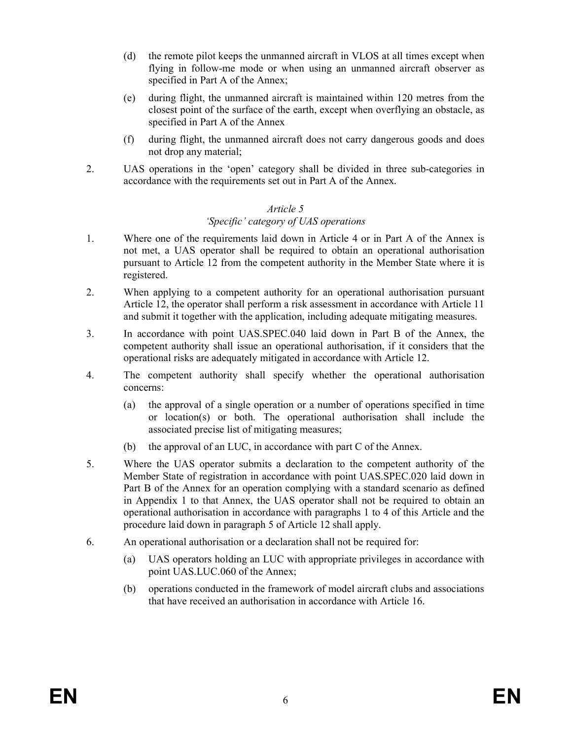(d) the remote pilot keeps the unmanned aircraft in VLOS at all times except when flying in follow-me mode or when using an unmanned aircraft observer as specified in Part A of the Annex;

(e) during flight, the unmanned aircraft is maintained within 120 metres from the closest point of the surface of the earth, except when overflying an obstacle, as specified in Part A of the Annex

(f) during flight, the unmanned aircraft does not carry dangerous goods and does not drop any material;

2. UAS operations in the 'open' category shall be divided in three sub-categories in accordance with the requirements set out in Part A of the Annex.

### *Article 5*
### *'Specific' category of UAS operations*

1. Where one of the requirements laid down in Article 4 or in Part A of the Annex is not met, a UAS operator shall be required to obtain an operational authorisation pursuant to Article 12 from the competent authority in the Member State where it is registered.

2. When applying to a competent authority for an operational authorisation pursuant Article 12, the operator shall perform a risk assessment in accordance with Article 11 and submit it together with the application, including adequate mitigating measures.

3. In accordance with point UAS.SPEC.040 laid down in Part B of the Annex, the competent authority shall issue an operational authorisation, if it considers that the operational risks are adequately mitigated in accordance with Article 12.

4. The competent authority shall specify whether the operational authorisation concerns:

   (a) the approval of a single operation or a number of operations specified in time or location(s) or both. The operational authorisation shall include the associated precise list of mitigating measures;

   (b) the approval of an LUC, in accordance with part C of the Annex.

5. Where the UAS operator submits a declaration to the competent authority of the Member State of registration in accordance with point UAS.SPEC.020 laid down in Part B of the Annex for an operation complying with a standard scenario as defined in Appendix 1 to that Annex, the UAS operator shall not be required to obtain an operational authorisation in accordance with paragraphs 1 to 4 of this Article and the procedure laid down in paragraph 5 of Article 12 shall apply.

6. An operational authorisation or a declaration shall not be required for:

   (a) UAS operators holding an LUC with appropriate privileges in accordance with point UAS.LUC.060 of the Annex;

   (b) operations conducted in the framework of model aircraft clubs and associations that have received an authorisation in accordance with Article 16.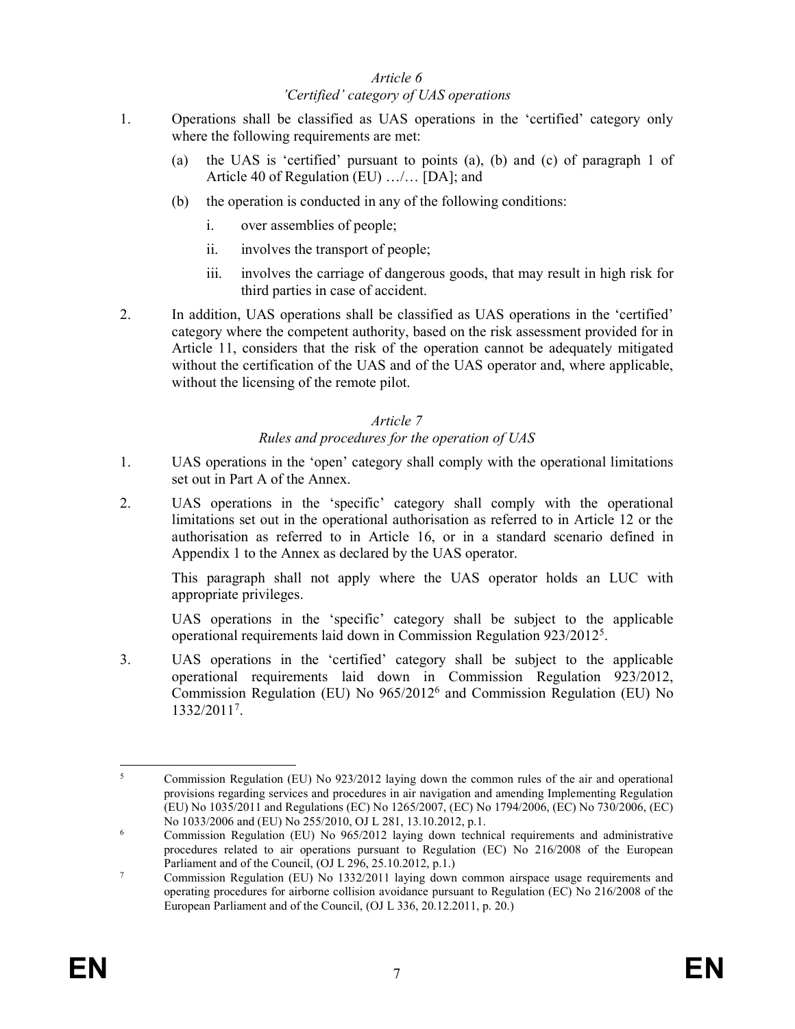*Article 6*

*'Certified' category of UAS operations*

1. Operations shall be classified as UAS operations in the 'certified' category only where the following requirements are met:

   (a) the UAS is 'certified' pursuant to points (a), (b) and (c) of paragraph 1 of Article 40 of Regulation (EU) …/… [DA]; and

   (b) the operation is conducted in any of the following conditions:

      i. over assemblies of people;

      ii. involves the transport of people;

      iii. involves the carriage of dangerous goods, that may result in high risk for third parties in case of accident.

2. In addition, UAS operations shall be classified as UAS operations in the 'certified' category where the competent authority, based on the risk assessment provided for in Article 11, considers that the risk of the operation cannot be adequately mitigated without the certification of the UAS and of the UAS operator and, where applicable, without the licensing of the remote pilot.

*Article 7*

*Rules and procedures for the operation of UAS*

1. UAS operations in the 'open' category shall comply with the operational limitations set out in Part A of the Annex.

2. UAS operations in the 'specific' category shall comply with the operational limitations set out in the operational authorisation as referred to in Article 12 or the authorisation as referred to in Article 16, or in a standard scenario defined in Appendix 1 to the Annex as declared by the UAS operator.

   This paragraph shall not apply where the UAS operator holds an LUC with appropriate privileges.

   UAS operations in the 'specific' category shall be subject to the applicable operational requirements laid down in Commission Regulation 923/2012[5].

3. UAS operations in the 'certified' category shall be subject to the applicable operational requirements laid down in Commission Regulation 923/2012, Commission Regulation (EU) No 965/2012[6] and Commission Regulation (EU) No 1332/2011[7].

---

[5] Commission Regulation (EU) No 923/2012 laying down the common rules of the air and operational provisions regarding services and procedures in air navigation and amending Implementing Regulation (EU) No 1035/2011 and Regulations (EC) No 1265/2007, (EC) No 1794/2006, (EC) No 730/2006, (EC) No 1033/2006 and (EU) No 255/2010, OJ L 281, 13.10.2012, p.1.

[6] Commission Regulation (EU) No 965/2012 laying down technical requirements and administrative procedures related to air operations pursuant to Regulation (EC) No 216/2008 of the European Parliament and of the Council, (OJ L 296, 25.10.2012, p.1.)

[7] Commission Regulation (EU) No 1332/2011 laying down common airspace usage requirements and operating procedures for airborne collision avoidance pursuant to Regulation (EC) No 216/2008 of the European Parliament and of the Council, (OJ L 336, 20.12.2011, p. 20.)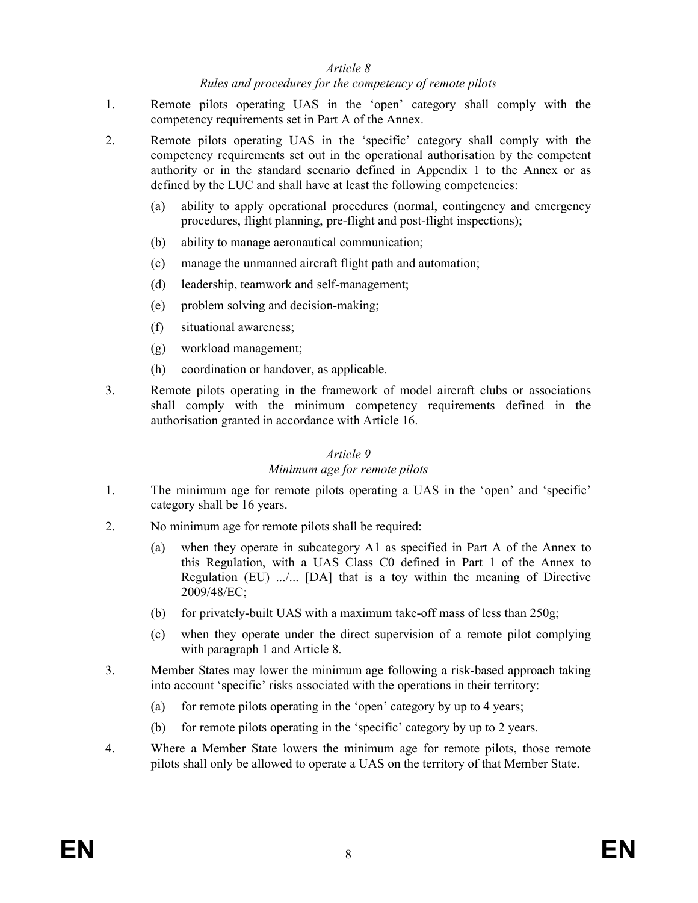*Article 8*

*Rules and procedures for the competency of remote pilots*

1. Remote pilots operating UAS in the 'open' category shall comply with the competency requirements set in Part A of the Annex.

2. Remote pilots operating UAS in the 'specific' category shall comply with the competency requirements set out in the operational authorisation by the competent authority or in the standard scenario defined in Appendix 1 to the Annex or as defined by the LUC and shall have at least the following competencies:

   (a) ability to apply operational procedures (normal, contingency and emergency procedures, flight planning, pre-flight and post-flight inspections);

   (b) ability to manage aeronautical communication;

   (c) manage the unmanned aircraft flight path and automation;

   (d) leadership, teamwork and self-management;

   (e) problem solving and decision-making;

   (f) situational awareness;

   (g) workload management;

   (h) coordination or handover, as applicable.

3. Remote pilots operating in the framework of model aircraft clubs or associations shall comply with the minimum competency requirements defined in the authorisation granted in accordance with Article 16.

*Article 9*

*Minimum age for remote pilots*

1. The minimum age for remote pilots operating a UAS in the 'open' and 'specific' category shall be 16 years.

2. No minimum age for remote pilots shall be required:

   (a) when they operate in subcategory A1 as specified in Part A of the Annex to this Regulation, with a UAS Class C0 defined in Part 1 of the Annex to Regulation (EU) .../... [DA] that is a toy within the meaning of Directive 2009/48/EC;

   (b) for privately-built UAS with a maximum take-off mass of less than 250g;

   (c) when they operate under the direct supervision of a remote pilot complying with paragraph 1 and Article 8.

3. Member States may lower the minimum age following a risk-based approach taking into account 'specific' risks associated with the operations in their territory:

   (a) for remote pilots operating in the 'open' category by up to 4 years;

   (b) for remote pilots operating in the 'specific' category by up to 2 years.

4. Where a Member State lowers the minimum age for remote pilots, those remote pilots shall only be allowed to operate a UAS on the territory of that Member State.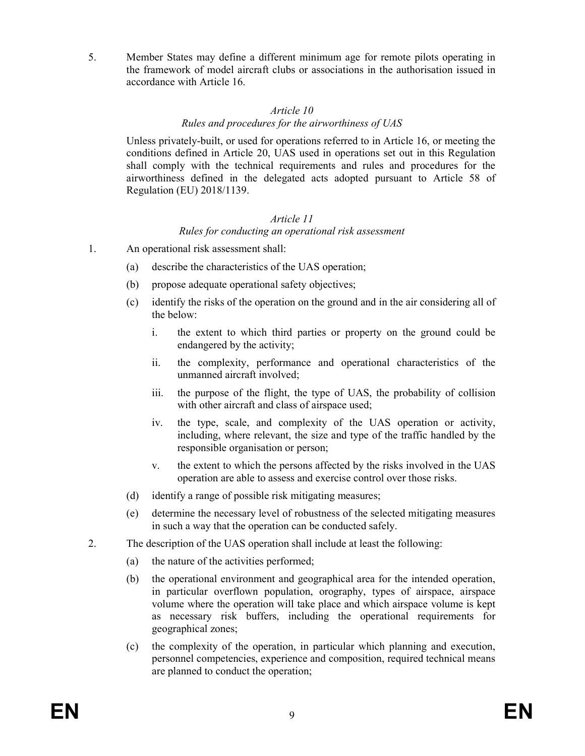5. Member States may define a different minimum age for remote pilots operating in the framework of model aircraft clubs or associations in the authorisation issued in accordance with Article 16.

### *Article 10*
### *Rules and procedures for the airworthiness of UAS*

Unless privately-built, or used for operations referred to in Article 16, or meeting the conditions defined in Article 20, UAS used in operations set out in this Regulation shall comply with the technical requirements and rules and procedures for the airworthiness defined in the delegated acts adopted pursuant to Article 58 of Regulation (EU) 2018/1139.

### *Article 11*
### *Rules for conducting an operational risk assessment*

1. An operational risk assessment shall:
   - (a) describe the characteristics of the UAS operation;
   - (b) propose adequate operational safety objectives;
   - (c) identify the risks of the operation on the ground and in the air considering all of the below:
     - i. the extent to which third parties or property on the ground could be endangered by the activity;
     - ii. the complexity, performance and operational characteristics of the unmanned aircraft involved;
     - iii. the purpose of the flight, the type of UAS, the probability of collision with other aircraft and class of airspace used;
     - iv. the type, scale, and complexity of the UAS operation or activity, including, where relevant, the size and type of the traffic handled by the responsible organisation or person;
     - v. the extent to which the persons affected by the risks involved in the UAS operation are able to assess and exercise control over those risks.
   - (d) identify a range of possible risk mitigating measures;
   - (e) determine the necessary level of robustness of the selected mitigating measures in such a way that the operation can be conducted safely.
2. The description of the UAS operation shall include at least the following:
   - (a) the nature of the activities performed;
   - (b) the operational environment and geographical area for the intended operation, in particular overflown population, orography, types of airspace, airspace volume where the operation will take place and which airspace volume is kept as necessary risk buffers, including the operational requirements for geographical zones;
   - (c) the complexity of the operation, in particular which planning and execution, personnel competencies, experience and composition, required technical means are planned to conduct the operation;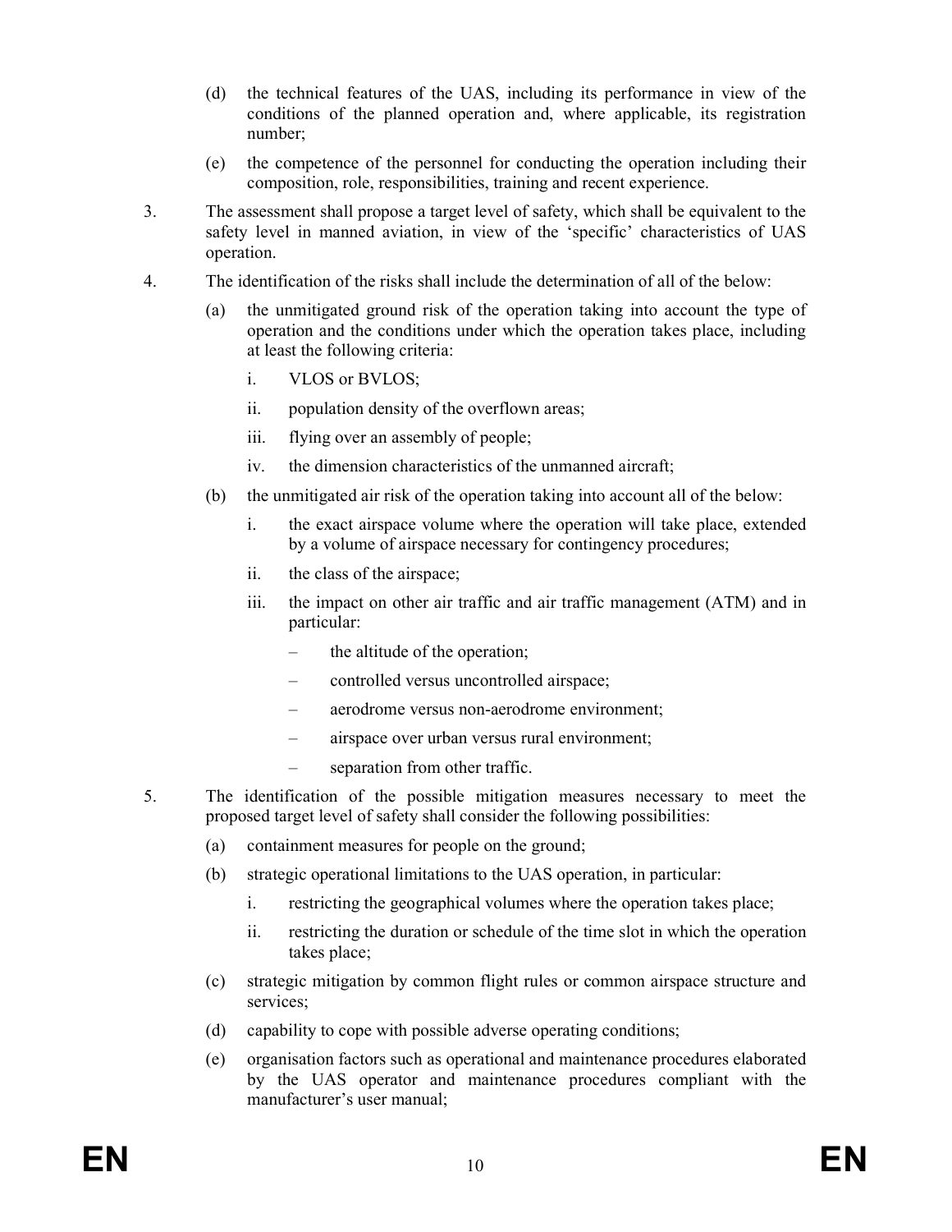(d) the technical features of the UAS, including its performance in view of the conditions of the planned operation and, where applicable, its registration number;

(e) the competence of the personnel for conducting the operation including their composition, role, responsibilities, training and recent experience.

3. The assessment shall propose a target level of safety, which shall be equivalent to the safety level in manned aviation, in view of the 'specific' characteristics of UAS operation.

4. The identification of the risks shall include the determination of all of the below:

   (a) the unmitigated ground risk of the operation taking into account the type of operation and the conditions under which the operation takes place, including at least the following criteria:

      i. VLOS or BVLOS;

      ii. population density of the overflown areas;

      iii. flying over an assembly of people;

      iv. the dimension characteristics of the unmanned aircraft;

   (b) the unmitigated air risk of the operation taking into account all of the below:

      i. the exact airspace volume where the operation will take place, extended by a volume of airspace necessary for contingency procedures;

      ii. the class of the airspace;

      iii. the impact on other air traffic and air traffic management (ATM) and in particular:

         – the altitude of the operation;

         – controlled versus uncontrolled airspace;

         – aerodrome versus non-aerodrome environment;

         – airspace over urban versus rural environment;

         – separation from other traffic.

5. The identification of the possible mitigation measures necessary to meet the proposed target level of safety shall consider the following possibilities:

   (a) containment measures for people on the ground;

   (b) strategic operational limitations to the UAS operation, in particular:

      i. restricting the geographical volumes where the operation takes place;

      ii. restricting the duration or schedule of the time slot in which the operation takes place;

   (c) strategic mitigation by common flight rules or common airspace structure and services;

   (d) capability to cope with possible adverse operating conditions;

   (e) organisation factors such as operational and maintenance procedures elaborated by the UAS operator and maintenance procedures compliant with the manufacturer's user manual;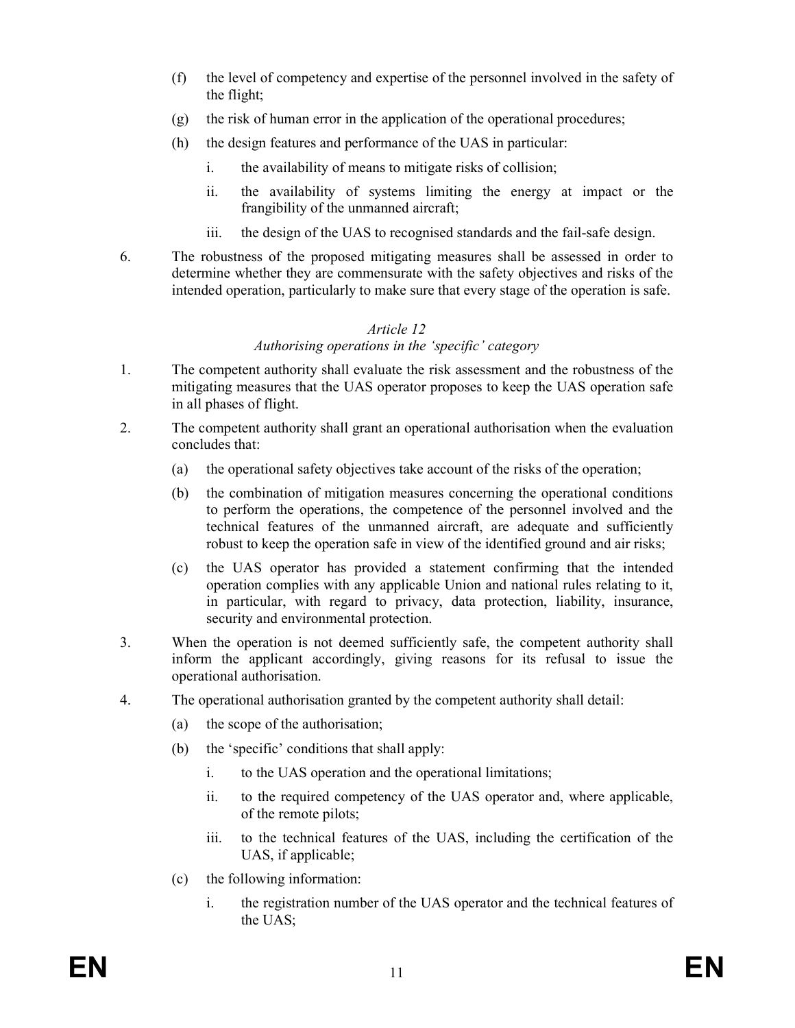(f) the level of competency and expertise of the personnel involved in the safety of the flight;

(g) the risk of human error in the application of the operational procedures;

(h) the design features and performance of the UAS in particular:

   i. the availability of means to mitigate risks of collision;

   ii. the availability of systems limiting the energy at impact or the frangibility of the unmanned aircraft;

   iii. the design of the UAS to recognised standards and the fail-safe design.

6. The robustness of the proposed mitigating measures shall be assessed in order to determine whether they are commensurate with the safety objectives and risks of the intended operation, particularly to make sure that every stage of the operation is safe.

*Article 12*

*Authorising operations in the 'specific' category*

1. The competent authority shall evaluate the risk assessment and the robustness of the mitigating measures that the UAS operator proposes to keep the UAS operation safe in all phases of flight.

2. The competent authority shall grant an operational authorisation when the evaluation concludes that:

   (a) the operational safety objectives take account of the risks of the operation;

   (b) the combination of mitigation measures concerning the operational conditions to perform the operations, the competence of the personnel involved and the technical features of the unmanned aircraft, are adequate and sufficiently robust to keep the operation safe in view of the identified ground and air risks;

   (c) the UAS operator has provided a statement confirming that the intended operation complies with any applicable Union and national rules relating to it, in particular, with regard to privacy, data protection, liability, insurance, security and environmental protection.

3. When the operation is not deemed sufficiently safe, the competent authority shall inform the applicant accordingly, giving reasons for its refusal to issue the operational authorisation.

4. The operational authorisation granted by the competent authority shall detail:

   (a) the scope of the authorisation;

   (b) the 'specific' conditions that shall apply:

      i. to the UAS operation and the operational limitations;

      ii. to the required competency of the UAS operator and, where applicable, of the remote pilots;

      iii. to the technical features of the UAS, including the certification of the UAS, if applicable;

   (c) the following information:

      i. the registration number of the UAS operator and the technical features of the UAS;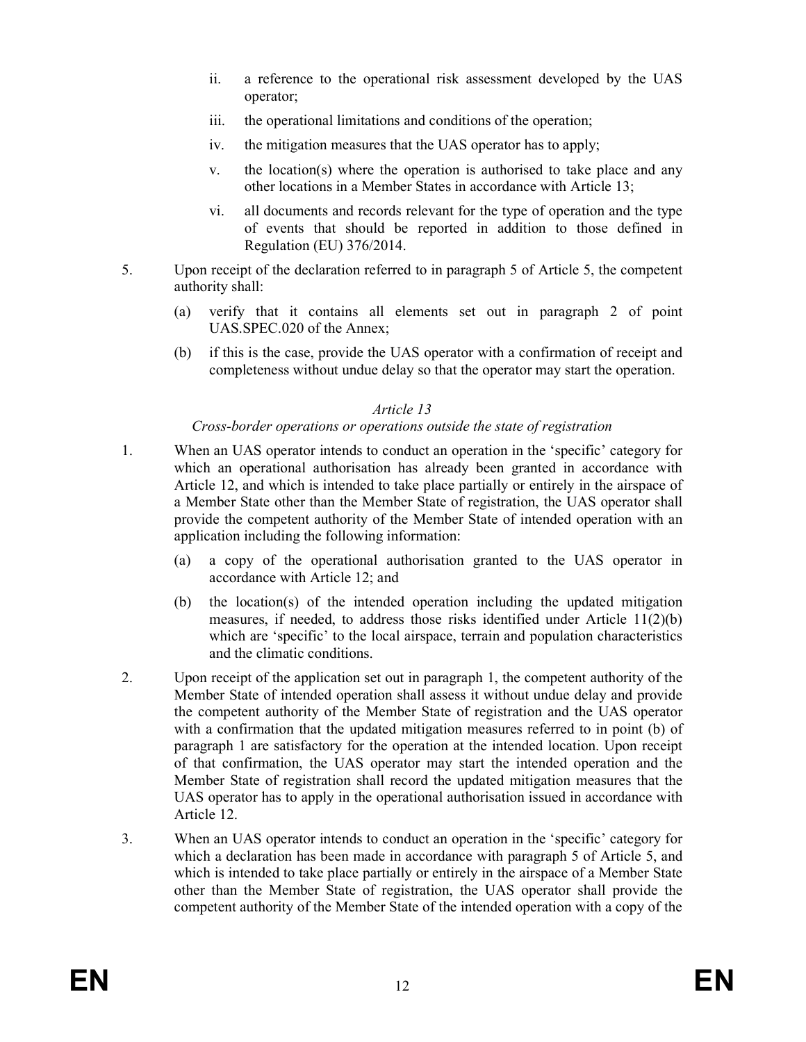ii. a reference to the operational risk assessment developed by the UAS operator;

iii. the operational limitations and conditions of the operation;

iv. the mitigation measures that the UAS operator has to apply;

v. the location(s) where the operation is authorised to take place and any other locations in a Member States in accordance with Article 13;

vi. all documents and records relevant for the type of operation and the type of events that should be reported in addition to those defined in Regulation (EU) 376/2014.

5. Upon receipt of the declaration referred to in paragraph 5 of Article 5, the competent authority shall:

   (a) verify that it contains all elements set out in paragraph 2 of point UAS.SPEC.020 of the Annex;

   (b) if this is the case, provide the UAS operator with a confirmation of receipt and completeness without undue delay so that the operator may start the operation.

*Article 13*

*Cross-border operations or operations outside the state of registration*

1. When an UAS operator intends to conduct an operation in the 'specific' category for which an operational authorisation has already been granted in accordance with Article 12, and which is intended to take place partially or entirely in the airspace of a Member State other than the Member State of registration, the UAS operator shall provide the competent authority of the Member State of intended operation with an application including the following information:

   (a) a copy of the operational authorisation granted to the UAS operator in accordance with Article 12; and

   (b) the location(s) of the intended operation including the updated mitigation measures, if needed, to address those risks identified under Article 11(2)(b) which are 'specific' to the local airspace, terrain and population characteristics and the climatic conditions.

2. Upon receipt of the application set out in paragraph 1, the competent authority of the Member State of intended operation shall assess it without undue delay and provide the competent authority of the Member State of registration and the UAS operator with a confirmation that the updated mitigation measures referred to in point (b) of paragraph 1 are satisfactory for the operation at the intended location. Upon receipt of that confirmation, the UAS operator may start the intended operation and the Member State of registration shall record the updated mitigation measures that the UAS operator has to apply in the operational authorisation issued in accordance with Article 12.

3. When an UAS operator intends to conduct an operation in the 'specific' category for which a declaration has been made in accordance with paragraph 5 of Article 5, and which is intended to take place partially or entirely in the airspace of a Member State other than the Member State of registration, the UAS operator shall provide the competent authority of the Member State of the intended operation with a copy of the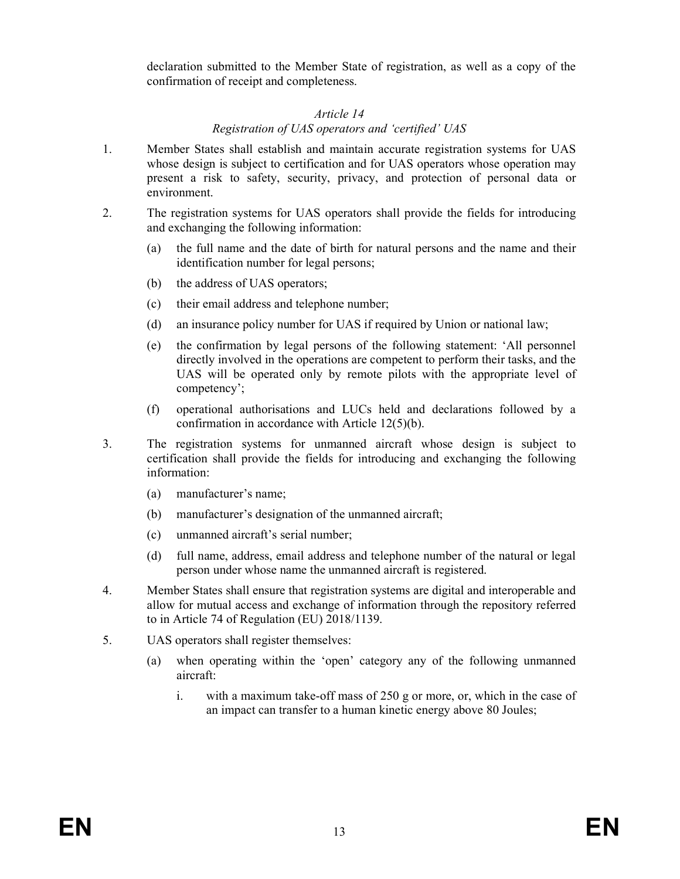declaration submitted to the Member State of registration, as well as a copy of the confirmation of receipt and completeness.

### *Article 14*
### *Registration of UAS operators and 'certified' UAS*

1. Member States shall establish and maintain accurate registration systems for UAS whose design is subject to certification and for UAS operators whose operation may present a risk to safety, security, privacy, and protection of personal data or environment.

2. The registration systems for UAS operators shall provide the fields for introducing and exchanging the following information:

   (a) the full name and the date of birth for natural persons and the name and their identification number for legal persons;

   (b) the address of UAS operators;

   (c) their email address and telephone number;

   (d) an insurance policy number for UAS if required by Union or national law;

   (e) the confirmation by legal persons of the following statement: 'All personnel directly involved in the operations are competent to perform their tasks, and the UAS will be operated only by remote pilots with the appropriate level of competency';

   (f) operational authorisations and LUCs held and declarations followed by a confirmation in accordance with Article 12(5)(b).

3. The registration systems for unmanned aircraft whose design is subject to certification shall provide the fields for introducing and exchanging the following information:

   (a) manufacturer's name;

   (b) manufacturer's designation of the unmanned aircraft;

   (c) unmanned aircraft's serial number;

   (d) full name, address, email address and telephone number of the natural or legal person under whose name the unmanned aircraft is registered.

4. Member States shall ensure that registration systems are digital and interoperable and allow for mutual access and exchange of information through the repository referred to in Article 74 of Regulation (EU) 2018/1139.

5. UAS operators shall register themselves:

   (a) when operating within the 'open' category any of the following unmanned aircraft:

      i. with a maximum take-off mass of 250 g or more, or, which in the case of an impact can transfer to a human kinetic energy above 80 Joules;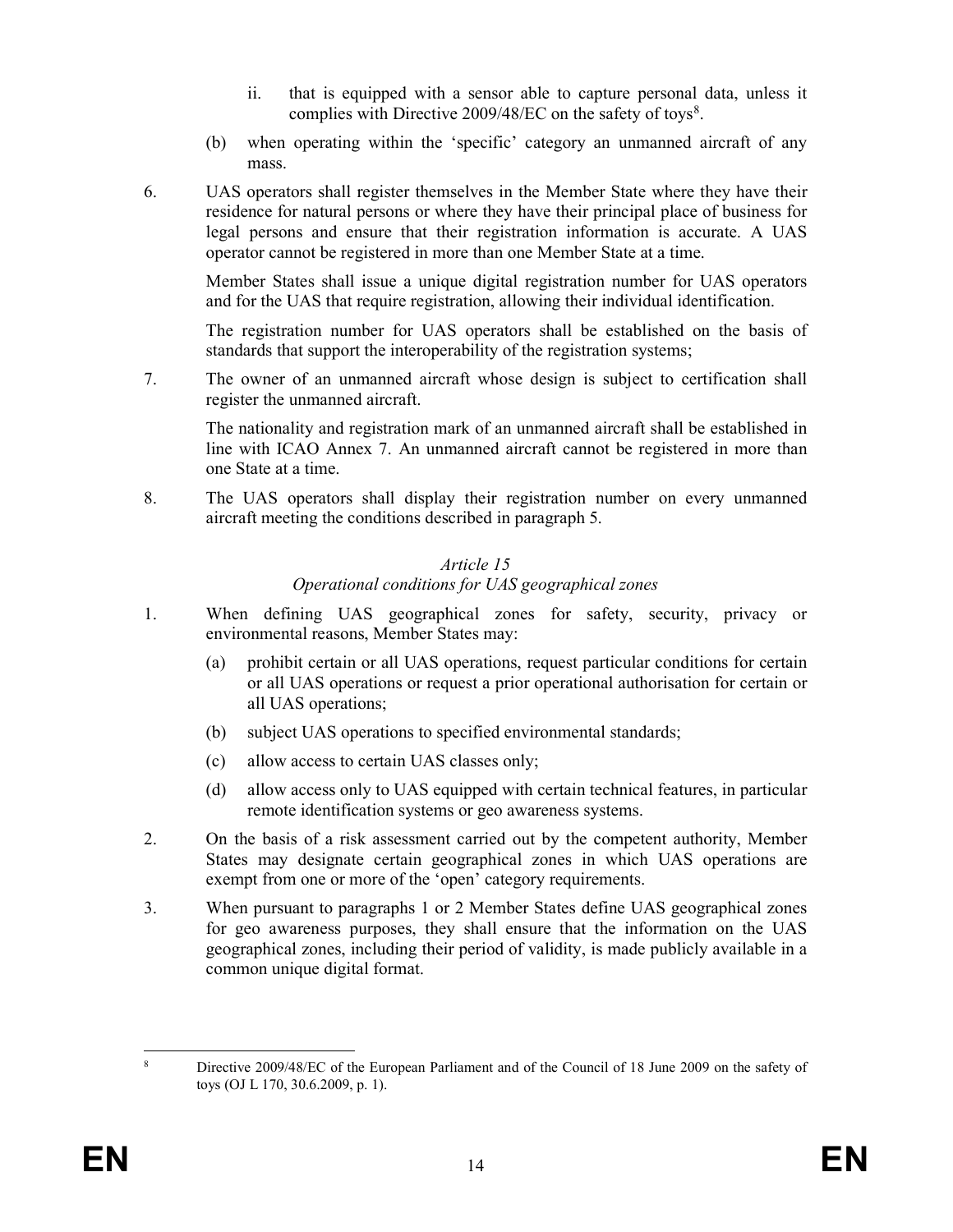ii. that is equipped with a sensor able to capture personal data, unless it complies with Directive 2009/48/EC on the safety of toys[8].

(b) when operating within the 'specific' category an unmanned aircraft of any mass.

6. UAS operators shall register themselves in the Member State where they have their residence for natural persons or where they have their principal place of business for legal persons and ensure that their registration information is accurate. A UAS operator cannot be registered in more than one Member State at a time.

   Member States shall issue a unique digital registration number for UAS operators and for the UAS that require registration, allowing their individual identification.

   The registration number for UAS operators shall be established on the basis of standards that support the interoperability of the registration systems;

7. The owner of an unmanned aircraft whose design is subject to certification shall register the unmanned aircraft.

   The nationality and registration mark of an unmanned aircraft shall be established in line with ICAO Annex 7. An unmanned aircraft cannot be registered in more than one State at a time.

8. The UAS operators shall display their registration number on every unmanned aircraft meeting the conditions described in paragraph 5.

*Article 15*

*Operational conditions for UAS geographical zones*

1. When defining UAS geographical zones for safety, security, privacy or environmental reasons, Member States may:

   (a) prohibit certain or all UAS operations, request particular conditions for certain or all UAS operations or request a prior operational authorisation for certain or all UAS operations;

   (b) subject UAS operations to specified environmental standards;

   (c) allow access to certain UAS classes only;

   (d) allow access only to UAS equipped with certain technical features, in particular remote identification systems or geo awareness systems.

2. On the basis of a risk assessment carried out by the competent authority, Member States may designate certain geographical zones in which UAS operations are exempt from one or more of the 'open' category requirements.

3. When pursuant to paragraphs 1 or 2 Member States define UAS geographical zones for geo awareness purposes, they shall ensure that the information on the UAS geographical zones, including their period of validity, is made publicly available in a common unique digital format.

---

[8] Directive 2009/48/EC of the European Parliament and of the Council of 18 June 2009 on the safety of toys (OJ L 170, 30.6.2009, p. 1).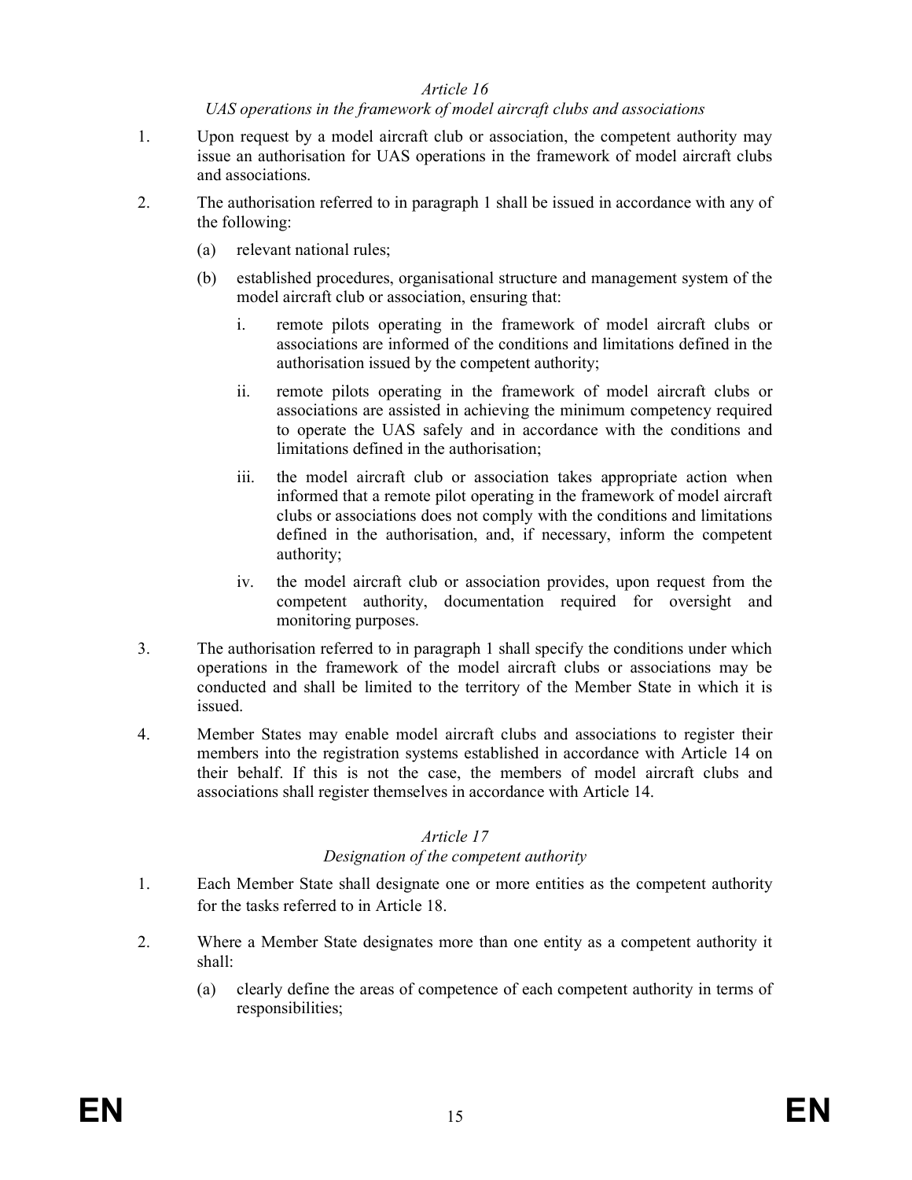*Article 16*

*UAS operations in the framework of model aircraft clubs and associations*

1. Upon request by a model aircraft club or association, the competent authority may issue an authorisation for UAS operations in the framework of model aircraft clubs and associations.

2. The authorisation referred to in paragraph 1 shall be issued in accordance with any of the following:

   (a) relevant national rules;

   (b) established procedures, organisational structure and management system of the model aircraft club or association, ensuring that:

      i. remote pilots operating in the framework of model aircraft clubs or associations are informed of the conditions and limitations defined in the authorisation issued by the competent authority;

      ii. remote pilots operating in the framework of model aircraft clubs or associations are assisted in achieving the minimum competency required to operate the UAS safely and in accordance with the conditions and limitations defined in the authorisation;

      iii. the model aircraft club or association takes appropriate action when informed that a remote pilot operating in the framework of model aircraft clubs or associations does not comply with the conditions and limitations defined in the authorisation, and, if necessary, inform the competent authority;

      iv. the model aircraft club or association provides, upon request from the competent authority, documentation required for oversight and monitoring purposes.

3. The authorisation referred to in paragraph 1 shall specify the conditions under which operations in the framework of the model aircraft clubs or associations may be conducted and shall be limited to the territory of the Member State in which it is issued.

4. Member States may enable model aircraft clubs and associations to register their members into the registration systems established in accordance with Article 14 on their behalf. If this is not the case, the members of model aircraft clubs and associations shall register themselves in accordance with Article 14.

*Article 17*

*Designation of the competent authority*

1. Each Member State shall designate one or more entities as the competent authority for the tasks referred to in Article 18.

2. Where a Member State designates more than one entity as a competent authority it shall:

   (a) clearly define the areas of competence of each competent authority in terms of responsibilities;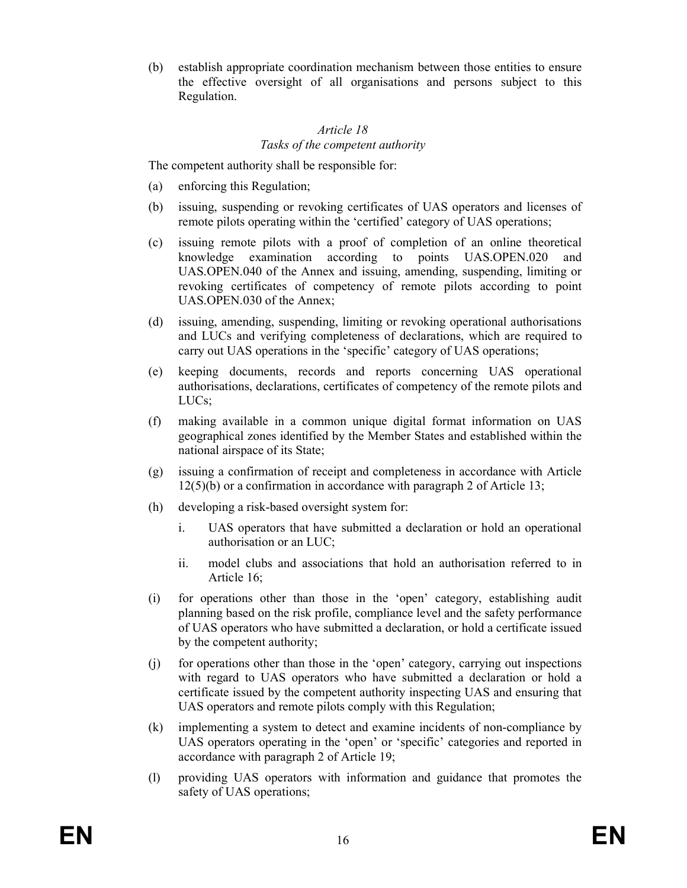(b) establish appropriate coordination mechanism between those entities to ensure the effective oversight of all organisations and persons subject to this Regulation.

*Article 18*

*Tasks of the competent authority*

The competent authority shall be responsible for:

(a) enforcing this Regulation;

(b) issuing, suspending or revoking certificates of UAS operators and licenses of remote pilots operating within the 'certified' category of UAS operations;

(c) issuing remote pilots with a proof of completion of an online theoretical knowledge examination according to points UAS.OPEN.020 and UAS.OPEN.040 of the Annex and issuing, amending, suspending, limiting or revoking certificates of competency of remote pilots according to point UAS.OPEN.030 of the Annex;

(d) issuing, amending, suspending, limiting or revoking operational authorisations and LUCs and verifying completeness of declarations, which are required to carry out UAS operations in the 'specific' category of UAS operations;

(e) keeping documents, records and reports concerning UAS operational authorisations, declarations, certificates of competency of the remote pilots and LUCs;

(f) making available in a common unique digital format information on UAS geographical zones identified by the Member States and established within the national airspace of its State;

(g) issuing a confirmation of receipt and completeness in accordance with Article 12(5)(b) or a confirmation in accordance with paragraph 2 of Article 13;

(h) developing a risk-based oversight system for:

  i. UAS operators that have submitted a declaration or hold an operational authorisation or an LUC;

  ii. model clubs and associations that hold an authorisation referred to in Article 16;

(i) for operations other than those in the 'open' category, establishing audit planning based on the risk profile, compliance level and the safety performance of UAS operators who have submitted a declaration, or hold a certificate issued by the competent authority;

(j) for operations other than those in the 'open' category, carrying out inspections with regard to UAS operators who have submitted a declaration or hold a certificate issued by the competent authority inspecting UAS and ensuring that UAS operators and remote pilots comply with this Regulation;

(k) implementing a system to detect and examine incidents of non-compliance by UAS operators operating in the 'open' or 'specific' categories and reported in accordance with paragraph 2 of Article 19;

(l) providing UAS operators with information and guidance that promotes the safety of UAS operations;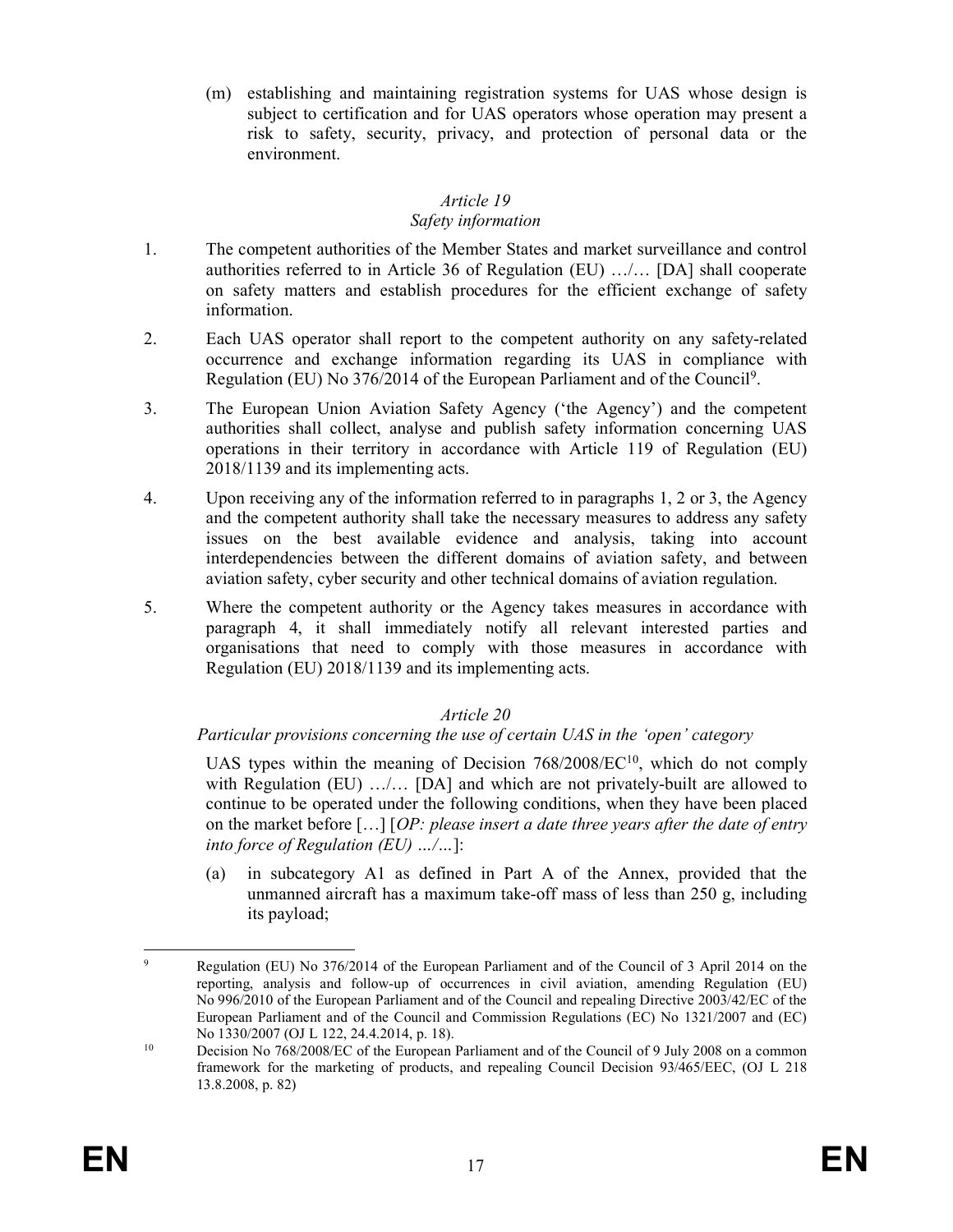(m) establishing and maintaining registration systems for UAS whose design is subject to certification and for UAS operators whose operation may present a risk to safety, security, privacy, and protection of personal data or the environment.

*Article 19*

*Safety information*

1. The competent authorities of the Member States and market surveillance and control authorities referred to in Article 36 of Regulation (EU) …/… [DA] shall cooperate on safety matters and establish procedures for the efficient exchange of safety information.

2. Each UAS operator shall report to the competent authority on any safety-related occurrence and exchange information regarding its UAS in compliance with Regulation (EU) No 376/2014 of the European Parliament and of the Council[9].

3. The European Union Aviation Safety Agency ('the Agency') and the competent authorities shall collect, analyse and publish safety information concerning UAS operations in their territory in accordance with Article 119 of Regulation (EU) 2018/1139 and its implementing acts.

4. Upon receiving any of the information referred to in paragraphs 1, 2 or 3, the Agency and the competent authority shall take the necessary measures to address any safety issues on the best available evidence and analysis, taking into account interdependencies between the different domains of aviation safety, and between aviation safety, cyber security and other technical domains of aviation regulation.

5. Where the competent authority or the Agency takes measures in accordance with paragraph 4, it shall immediately notify all relevant interested parties and organisations that need to comply with those measures in accordance with Regulation (EU) 2018/1139 and its implementing acts.

*Article 20*

*Particular provisions concerning the use of certain UAS in the 'open' category*

UAS types within the meaning of Decision 768/2008/EC[10], which do not comply with Regulation (EU) …/… [DA] and which are not privately-built are allowed to continue to be operated under the following conditions, when they have been placed on the market before […] [*OP: please insert a date three years after the date of entry into force of Regulation (EU) …/…*]:

(a) in subcategory A1 as defined in Part A of the Annex, provided that the unmanned aircraft has a maximum take-off mass of less than 250 g, including its payload;

---

[9] Regulation (EU) No 376/2014 of the European Parliament and of the Council of 3 April 2014 on the reporting, analysis and follow-up of occurrences in civil aviation, amending Regulation (EU) No 996/2010 of the European Parliament and of the Council and repealing Directive 2003/42/EC of the European Parliament and of the Council and Commission Regulations (EC) No 1321/2007 and (EC) No 1330/2007 (OJ L 122, 24.4.2014, p. 18).

[10] Decision No 768/2008/EC of the European Parliament and of the Council of 9 July 2008 on a common framework for the marketing of products, and repealing Council Decision 93/465/EEC, (OJ L 218 13.8.2008, p. 82)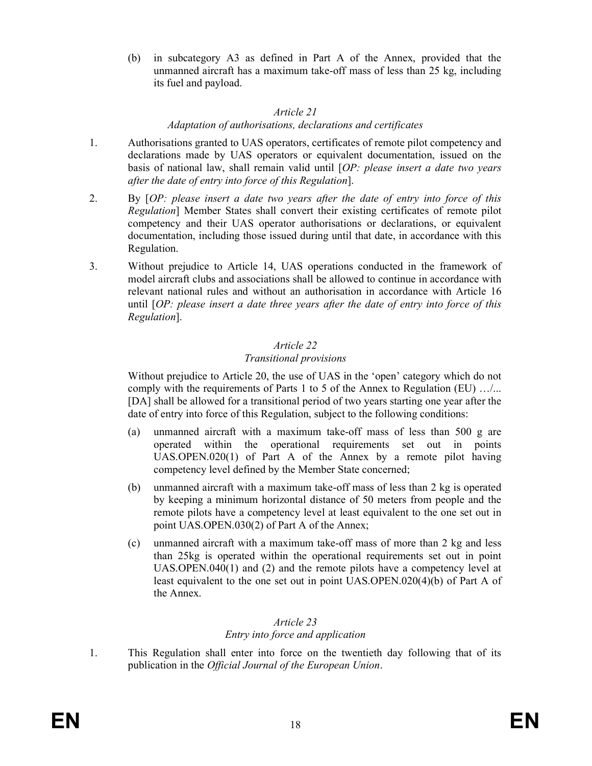(b) in subcategory A3 as defined in Part A of the Annex, provided that the unmanned aircraft has a maximum take-off mass of less than 25 kg, including its fuel and payload.

*Article 21*

*Adaptation of authorisations, declarations and certificates*

1. Authorisations granted to UAS operators, certificates of remote pilot competency and declarations made by UAS operators or equivalent documentation, issued on the basis of national law, shall remain valid until [*OP: please insert a date two years after the date of entry into force of this Regulation*].

2. By [*OP: please insert a date two years after the date of entry into force of this Regulation*] Member States shall convert their existing certificates of remote pilot competency and their UAS operator authorisations or declarations, or equivalent documentation, including those issued during until that date, in accordance with this Regulation.

3. Without prejudice to Article 14, UAS operations conducted in the framework of model aircraft clubs and associations shall be allowed to continue in accordance with relevant national rules and without an authorisation in accordance with Article 16 until [*OP: please insert a date three years after the date of entry into force of this Regulation*].

*Article 22*

*Transitional provisions*

Without prejudice to Article 20, the use of UAS in the 'open' category which do not comply with the requirements of Parts 1 to 5 of the Annex to Regulation (EU) …/... [DA] shall be allowed for a transitional period of two years starting one year after the date of entry into force of this Regulation, subject to the following conditions:

(a) unmanned aircraft with a maximum take-off mass of less than 500 g are operated within the operational requirements set out in points UAS.OPEN.020(1) of Part A of the Annex by a remote pilot having competency level defined by the Member State concerned;

(b) unmanned aircraft with a maximum take-off mass of less than 2 kg is operated by keeping a minimum horizontal distance of 50 meters from people and the remote pilots have a competency level at least equivalent to the one set out in point UAS.OPEN.030(2) of Part A of the Annex;

(c) unmanned aircraft with a maximum take-off mass of more than 2 kg and less than 25kg is operated within the operational requirements set out in point UAS.OPEN.040(1) and (2) and the remote pilots have a competency level at least equivalent to the one set out in point UAS.OPEN.020(4)(b) of Part A of the Annex.

*Article 23*

*Entry into force and application*

1. This Regulation shall enter into force on the twentieth day following that of its publication in the *Official Journal of the European Union*.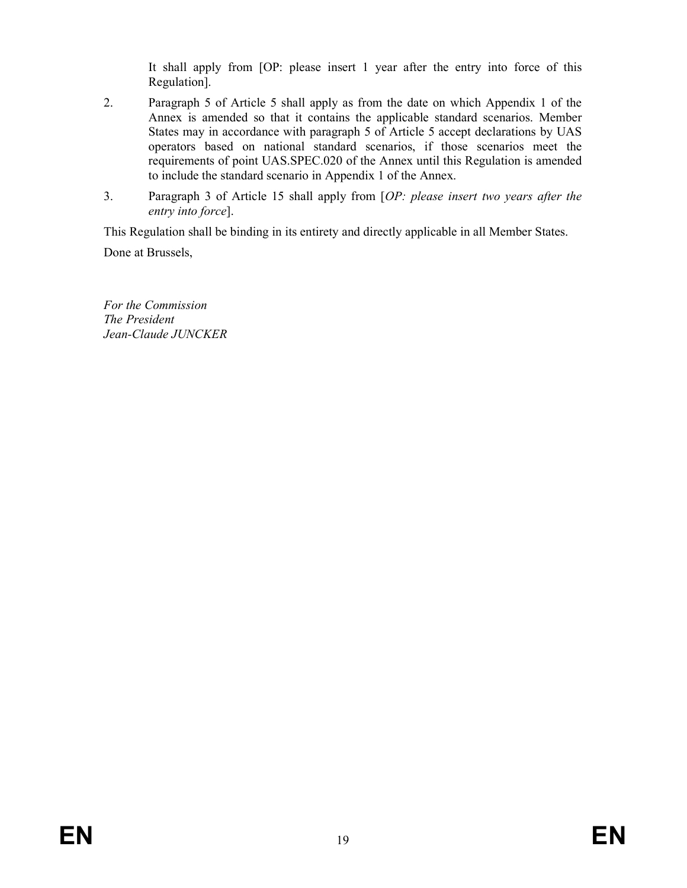It shall apply from [OP: please insert 1 year after the entry into force of this Regulation].

2. Paragraph 5 of Article 5 shall apply as from the date on which Appendix 1 of the Annex is amended so that it contains the applicable standard scenarios. Member States may in accordance with paragraph 5 of Article 5 accept declarations by UAS operators based on national standard scenarios, if those scenarios meet the requirements of point UAS.SPEC.020 of the Annex until this Regulation is amended to include the standard scenario in Appendix 1 of the Annex.

3. Paragraph 3 of Article 15 shall apply from [*OP: please insert two years after the entry into force*].

This Regulation shall be binding in its entirety and directly applicable in all Member States.

Done at Brussels,

*For the Commission*
*The President*
*Jean-Claude JUNCKER*